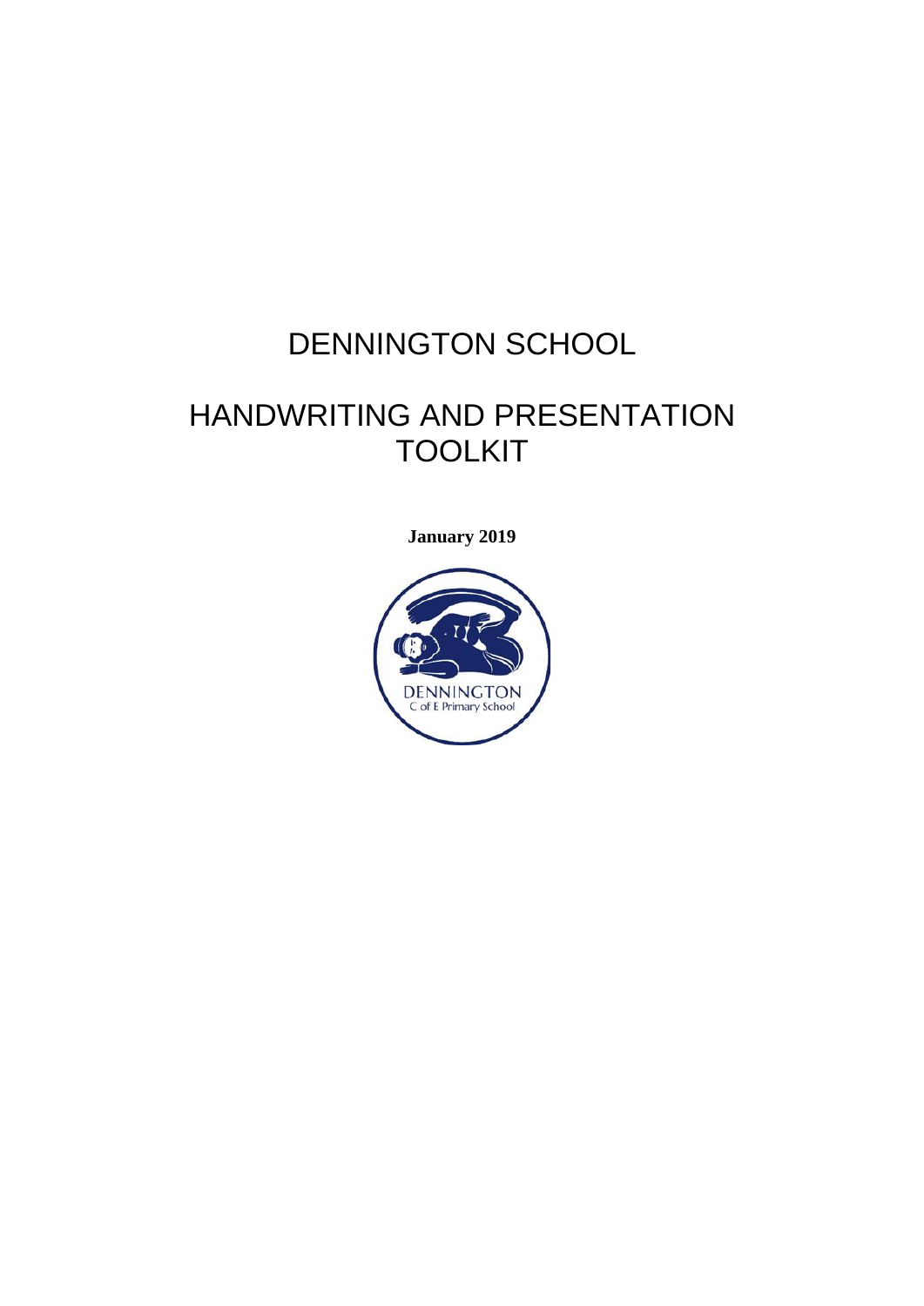# DENNINGTON SCHOOL

# HANDWRITING AND PRESENTATION TOOLKIT

**January 2019**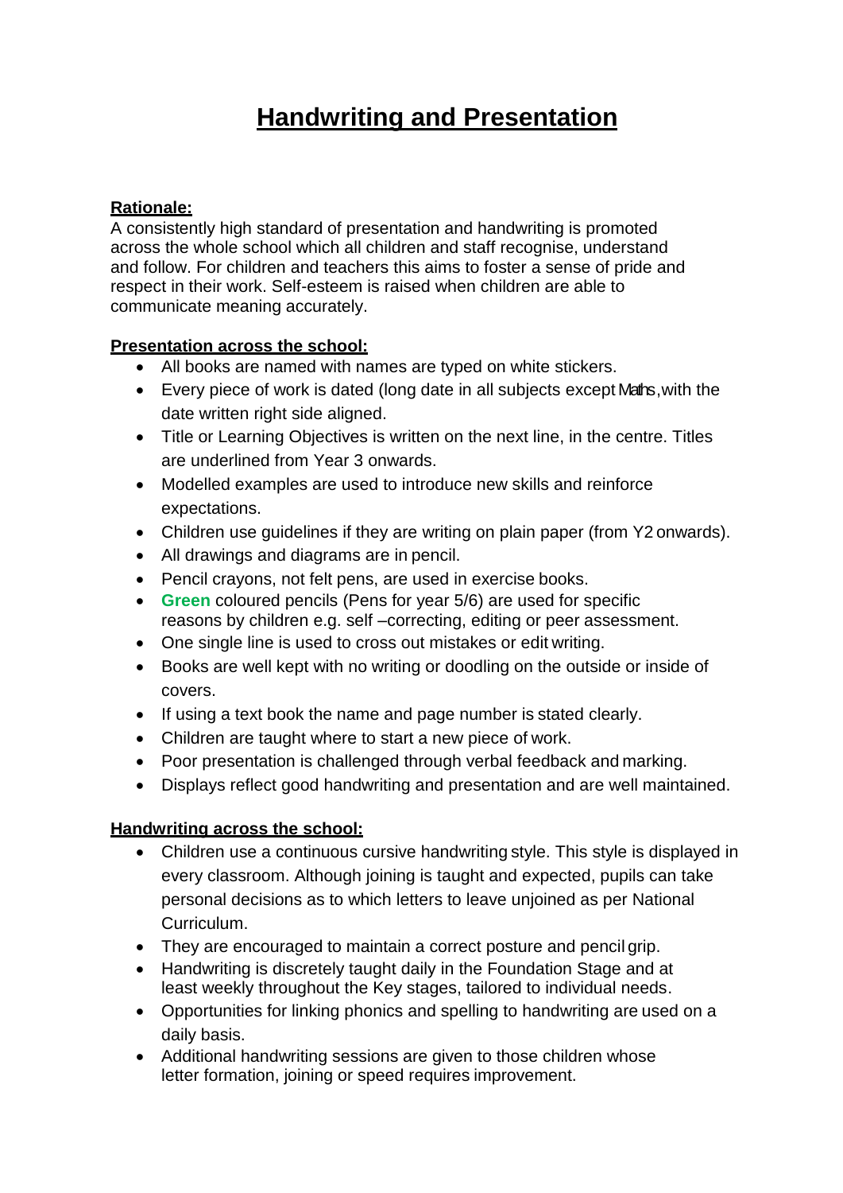# Handwriting and Presentation

**Rationale:**

A consistently high standard of presentation and handwriting is promoted across the whole school which all children and staff recognise, understand and follow. For children and teachers this aims to foster a sense of pride and respect in their work. Self-esteem is raised when children are able to communicate meaning accurately.

**Presentation across the school:**

- All books are named with names are typed on white stickers.
- Every piece of work is dated (long date in all subjects except Maths, with the date written right side aligned.
- Title or Learning Objectives is written on the next line, in the centre. Titles are underlined from Year 3 onwards.
- Modelled examples are used to introduce new skills and reinforce expectations.
- Children use guidelines if they are writing on plain paper (from Y2 onwards).
- All drawings and diagrams are in pencil.
- Pencil crayons, not felt pens, are used in exercise books.
- **Green** coloured pencils (Pens for year 5/6) are used for specific reasons by children e.g. self –correcting, editing or peer assessment.
- One single line is used to cross out mistakes or edit writing.
- Books are well kept with no writing or doodling on the outside or inside of covers.
- If using a text book the name and page number is stated clearly.
- Children are taught where to start a new piece of work.
- Poor presentation is challenged through verbal feedback and marking.
- Displays reflect good handwriting and presentation and are well maintained.

**Handwriting across the school:**

- Children use a continuous cursive handwriting style. This style is displayed in every classroom. Although joining is taught and expected, pupils can take personal decisions as to which letters to leave unjoined as per National Curriculum.
- They are encouraged to maintain a correct posture and pencil grip.
- Handwriting is discretely taught daily in the Foundation Stage and at least weekly throughout the Key stages, tailored to individual needs.
- Opportunities for linking phonics and spelling to handwriting are used on a daily basis.
- Additional handwriting sessions are given to those children whose letter formation, joining or speed requires improvement.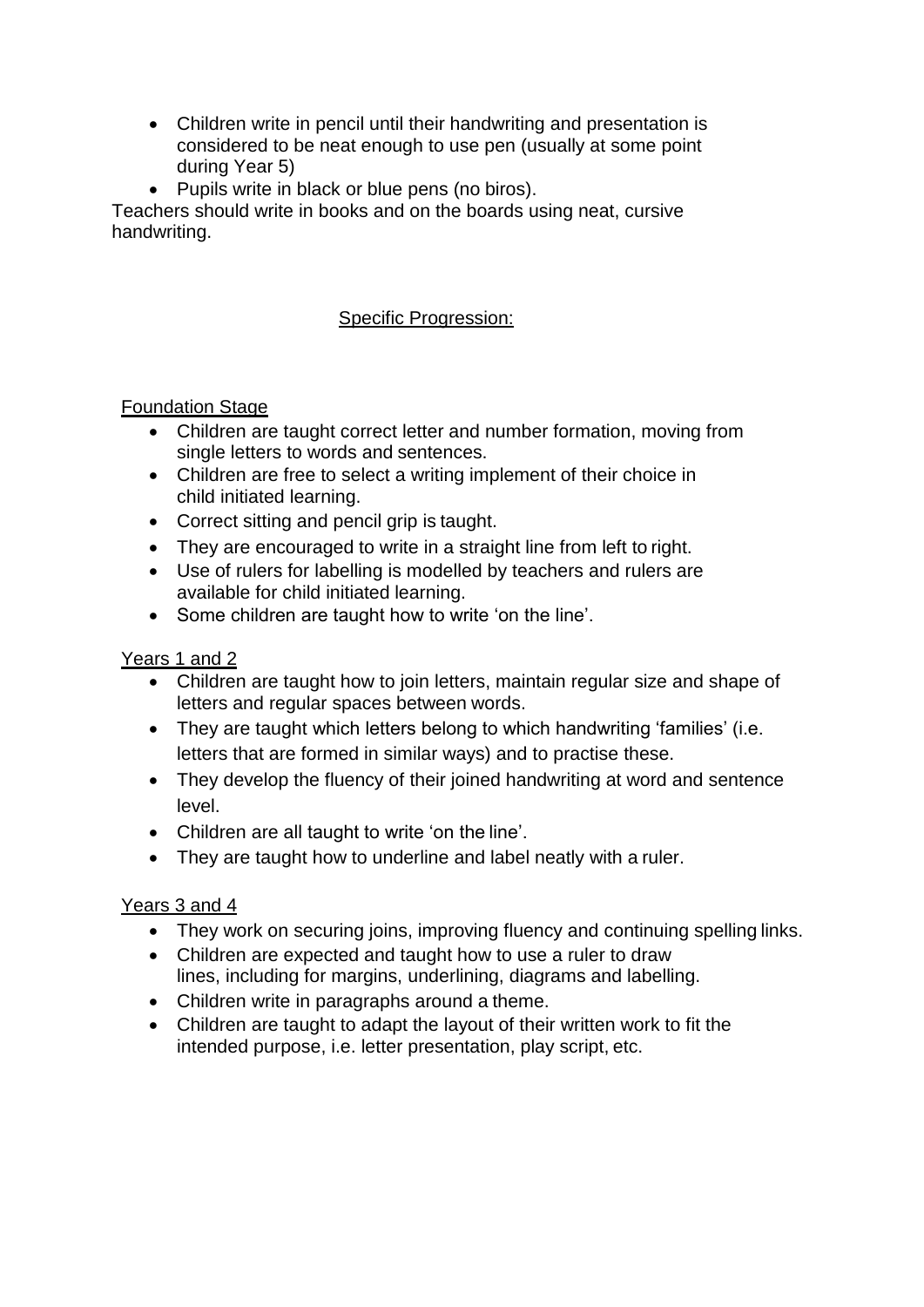- Children write in pencil until their handwriting and presentation is considered to be neat enough to use pen (usually at some point during Year 5)
- Pupils write in black or blue pens (no biros).

Teachers should write in books and on the boards using neat, cursive handwriting.

## Specific Progression:

### Foundation Stage

- Children are taught correct letter and number formation, moving from single letters to words and sentences.
- Children are free to select a writing implement of their choice in child initiated learning.
- Correct sitting and pencil grip is taught.
- They are encouraged to write in a straight line from left to right.
- Use of rulers for labelling is modelled by teachers and rulers are available for child initiated learning.
- Some children are taught how to write 'on the line'.

### Years 1 and 2

- Children are taught how to join letters, maintain regular size and shape of letters and regular spaces between words.
- They are taught which letters belong to which handwriting 'families' (i.e. letters that are formed in similar ways) and to practise these.
- They develop the fluency of their joined handwriting at word and sentence level.
- Children are all taught to write 'on the line'.
- They are taught how to underline and label neatly with a ruler.

### Years 3 and 4

- They work on securing joins, improving fluency and continuing spelling links.
- Children are expected and taught how to use a ruler to draw lines, including for margins, underlining, diagrams and labelling.
- Children write in paragraphs around a theme.
- Children are taught to adapt the layout of their written work to fit the intended purpose, i.e. letter presentation, play script, etc.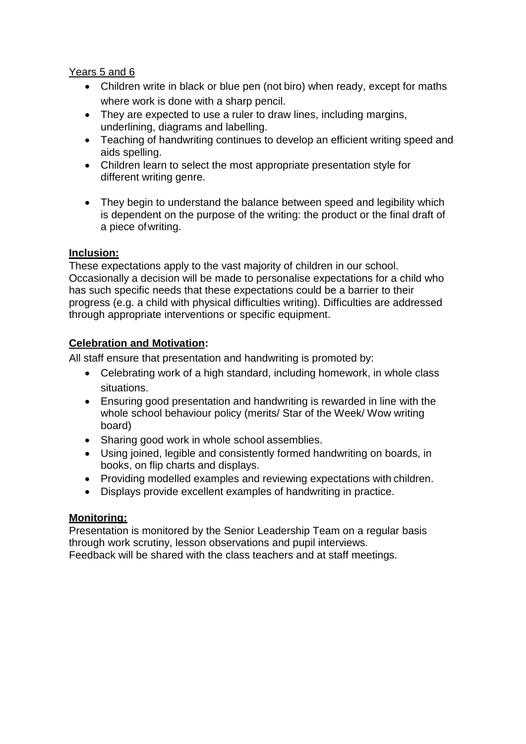Years 5 and 6

- Children write in black or blue pen (not biro) when ready, except for maths where work is done with a sharp pencil.
- They are expected to use a ruler to draw lines, including margins, underlining, diagrams and labelling.
- Teaching of handwriting continues to develop an efficient writing speed and aids spelling.
- Children learn to select the most appropriate presentation style for different writing genre.
- They begin to understand the balance between speed and legibility which is dependent on the purpose of the writing: the product or the final draft of a piece of writing.

**Inclusion:**

These expectations apply to the vast majority of children in our school. Occasionally a decision will be made to personalise expectations for a child who has such specific needs that these expectations could be a barrier to their progress (e.g. a child with physical difficulties writing). Difficulties are addressed through appropriate interventions or specific equipment.

**Celebration and Motivation:**

All staff ensure that presentation and handwriting is promoted by:

- Celebrating work of a high standard, including homework, in whole class situations.
- Ensuring good presentation and handwriting is rewarded in line with the whole school behaviour policy (merits/ Star of the Week/ Wow writing board)
- Sharing good work in whole school assemblies.
- Using joined, legible and consistently formed handwriting on boards, in books, on flip charts and displays.
- Providing modelled examples and reviewing expectations with children.
- Displays provide excellent examples of handwriting in practice.

**Monitoring:**

Presentation is monitored by the Senior Leadership Team on a regular basis through work scrutiny, lesson observations and pupil interviews.
Feedback will be shared with the class teachers and at staff meetings.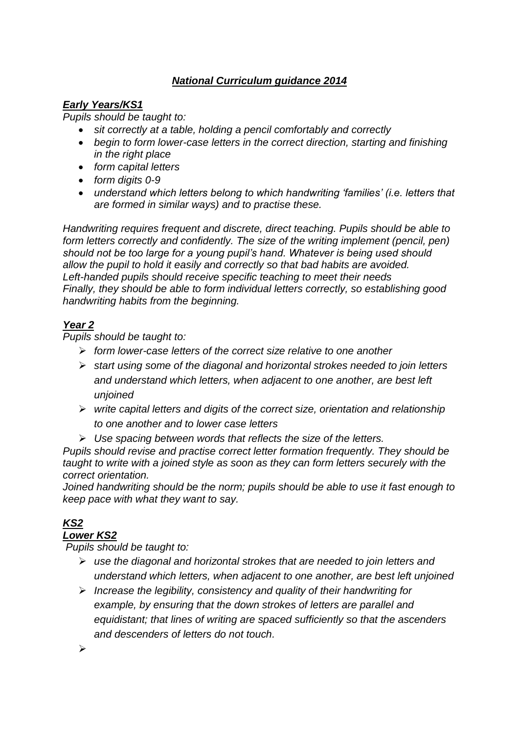# ***National Curriculum guidance 2014***

## ***Early Years/KS1***

*Pupils should be taught to:*

- *sit correctly at a table, holding a pencil comfortably and correctly*
- *begin to form lower-case letters in the correct direction, starting and finishing in the right place*
- *form capital letters*
- *form digits 0-9*
- *understand which letters belong to which handwriting 'families' (i.e. letters that are formed in similar ways) and to practise these.*

*Handwriting requires frequent and discrete, direct teaching. Pupils should be able to form letters correctly and confidently. The size of the writing implement (pencil, pen) should not be too large for a young pupil's hand. Whatever is being used should allow the pupil to hold it easily and correctly so that bad habits are avoided.*
*Left-handed pupils should receive specific teaching to meet their needs*
*Finally, they should be able to form individual letters correctly, so establishing good handwriting habits from the beginning.*

## ***Year 2***

*Pupils should be taught to:*

- *form lower-case letters of the correct size relative to one another*
- *start using some of the diagonal and horizontal strokes needed to join letters and understand which letters, when adjacent to one another, are best left unjoined*
- *write capital letters and digits of the correct size, orientation and relationship to one another and to lower case letters*
- *Use spacing between words that reflects the size of the letters.*

*Pupils should revise and practise correct letter formation frequently. They should be taught to write with a joined style as soon as they can form letters securely with the correct orientation.*
*Joined handwriting should be the norm; pupils should be able to use it fast enough to keep pace with what they want to say.*

## ***KS2***

### ***Lower KS2***

*Pupils should be taught to:*

- *use the diagonal and horizontal strokes that are needed to join letters and understand which letters, when adjacent to one another, are best left unjoined*
- *Increase the legibility, consistency and quality of their handwriting for example, by ensuring that the down strokes of letters are parallel and equidistant; that lines of writing are spaced sufficiently so that the ascenders and descenders of letters do not touch.*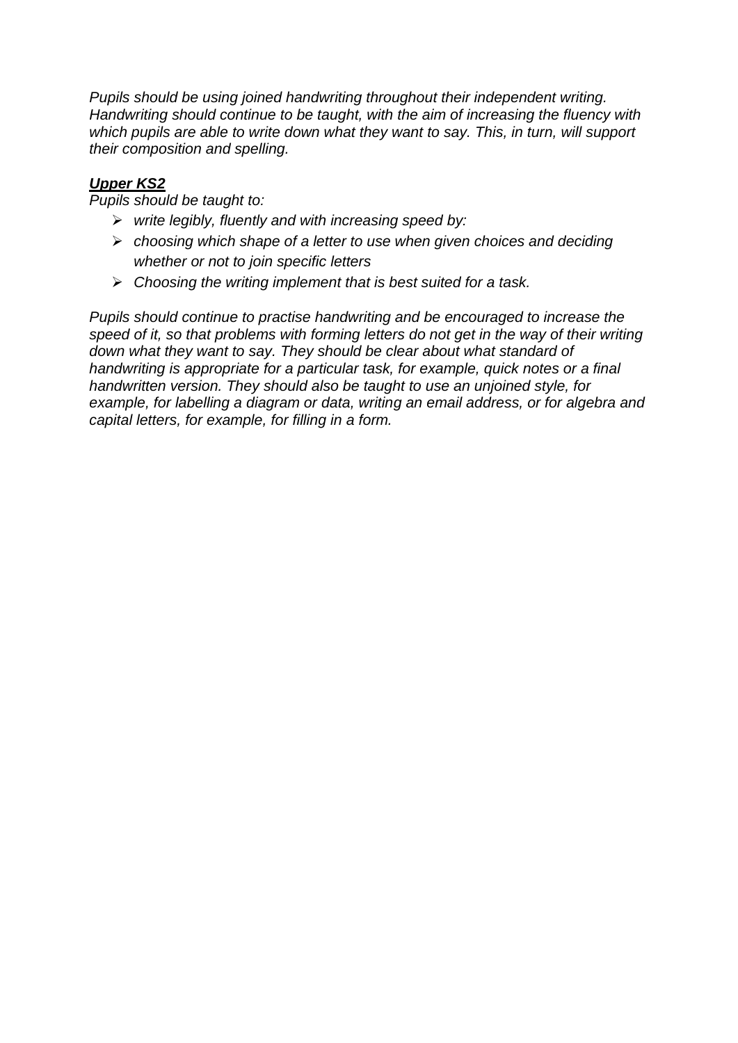*Pupils should be using joined handwriting throughout their independent writing. Handwriting should continue to be taught, with the aim of increasing the fluency with which pupils are able to write down what they want to say. This, in turn, will support their composition and spelling.*

***<u>Upper KS2</u>***

*Pupils should be taught to:*

- *write legibly, fluently and with increasing speed by:*
- *choosing which shape of a letter to use when given choices and deciding whether or not to join specific letters*
- *Choosing the writing implement that is best suited for a task.*

*Pupils should continue to practise handwriting and be encouraged to increase the speed of it, so that problems with forming letters do not get in the way of their writing down what they want to say. They should be clear about what standard of handwriting is appropriate for a particular task, for example, quick notes or a final handwritten version. They should also be taught to use an unjoined style, for example, for labelling a diagram or data, writing an email address, or for algebra and capital letters, for example, for filling in a form.*